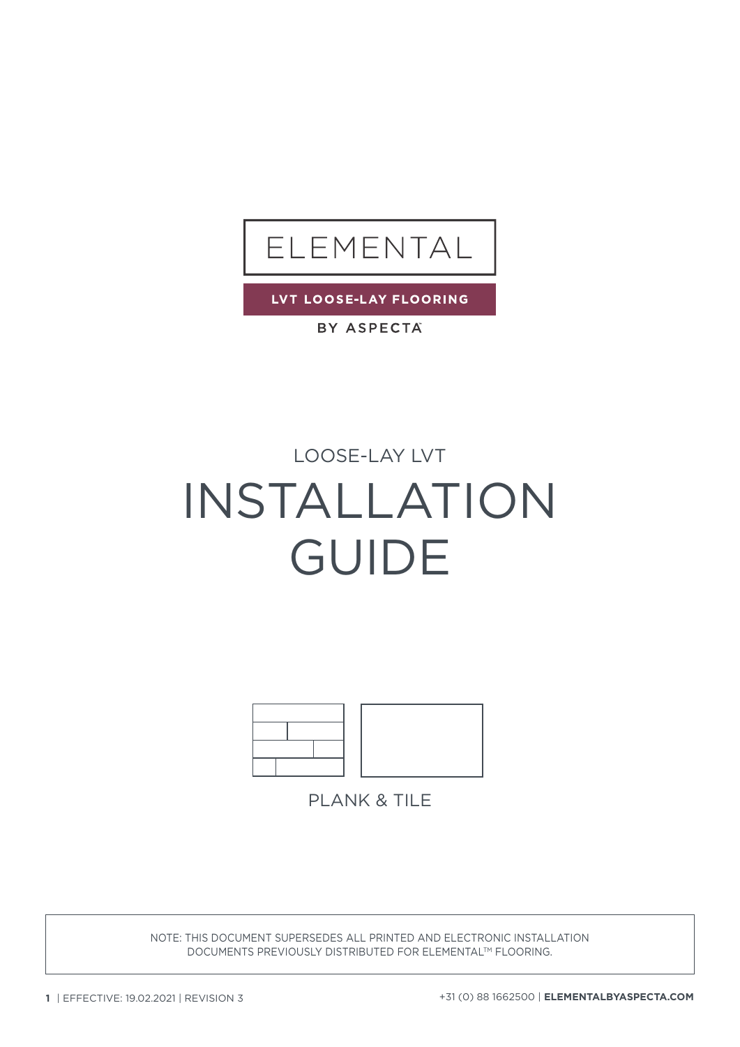ELEMENTAL

**LVT LOOSE-LAY FLOORING**

BY ASPECTA

LOOSE-LAY LVT

# INSTALLATION GUIDE

PLANK & TILE

NOTE: THIS DOCUMENT SUPERSEDES ALL PRINTED AND ELECTRONIC INSTALLATION DOCUMENTS PREVIOUSLY DISTRIBUTED FOR ELEMENTAL™ FLOORING.

EFFECTIVE: 19.02.2021 | REVISION 3

+31 (0) 88 1662500 | **ELEMENTALBYASPECTA.COM**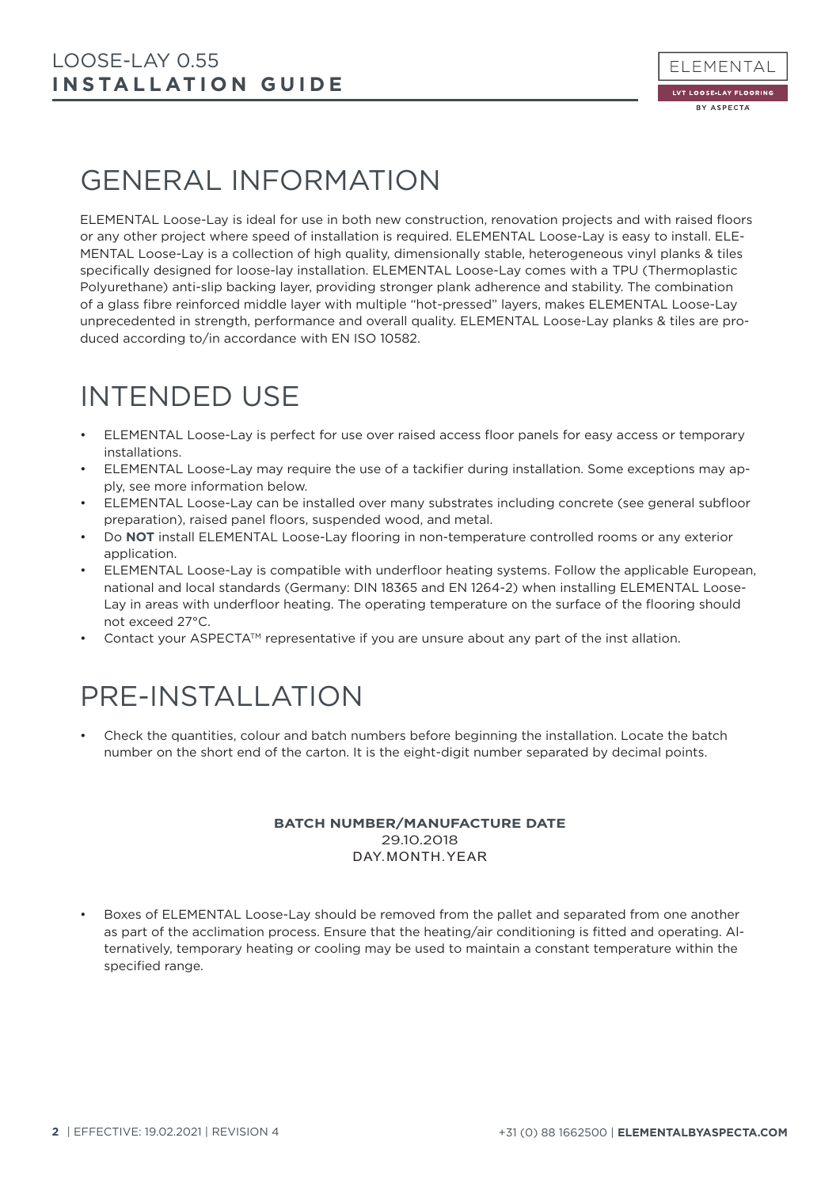# GENERAL INFORMATION

ELEMENTAL Loose-Lay is ideal for use in both new construction, renovation projects and with raised floors or any other project where speed of installation is required. ELEMENTAL Loose-Lay is easy to install. ELEMENTAL Loose-Lay is a collection of high quality, dimensionally stable, heterogeneous vinyl planks & tiles specifically designed for loose-lay installation. ELEMENTAL Loose-Lay comes with a TPU (Thermoplastic Polyurethane) anti-slip backing layer, providing stronger plank adherence and stability. The combination of a glass fibre reinforced middle layer with multiple "hot-pressed" layers, makes ELEMENTAL Loose-Lay unprecedented in strength, performance and overall quality. ELEMENTAL Loose-Lay planks & tiles are produced according to/in accordance with EN ISO 10582.

# INTENDED USE

- ELEMENTAL Loose-Lay is perfect for use over raised access floor panels for easy access or temporary installations.
- ELEMENTAL Loose-Lay may require the use of a tackifier during installation. Some exceptions may apply, see more information below.
- ELEMENTAL Loose-Lay can be installed over many substrates including concrete (see general subfloor preparation), raised panel floors, suspended wood, and metal.
- Do **NOT** install ELEMENTAL Loose-Lay flooring in non-temperature controlled rooms or any exterior application.
- ELEMENTAL Loose-Lay is compatible with underfloor heating systems. Follow the applicable European, national and local standards (Germany: DIN 18365 and EN 1264-2) when installing ELEMENTAL Loose-Lay in areas with underfloor heating. The operating temperature on the surface of the flooring should not exceed 27°C.
- Contact your ASPECTA™ representative if you are unsure about any part of the inst allation.

# PRE-INSTALLATION

- Check the quantities, colour and batch numbers before beginning the installation. Locate the batch number on the short end of the carton. It is the eight-digit number separated by decimal points.

**BATCH NUMBER/MANUFACTURE DATE**
29.10.2018
DAY.MONTH.YEAR

- Boxes of ELEMENTAL Loose-Lay should be removed from the pallet and separated from one another as part of the acclimation process. Ensure that the heating/air conditioning is fitted and operating. Alternatively, temporary heating or cooling may be used to maintain a constant temperature within the specified range.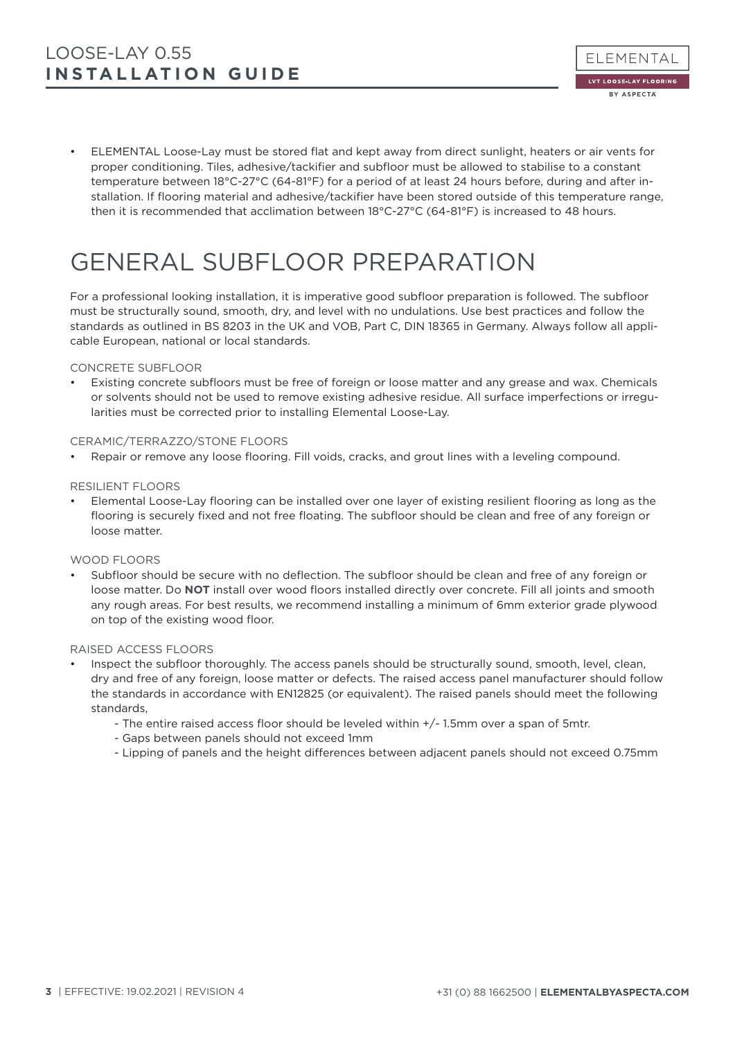- ELEMENTAL Loose-Lay must be stored flat and kept away from direct sunlight, heaters or air vents for proper conditioning. Tiles, adhesive/tackifier and subfloor must be allowed to stabilise to a constant temperature between 18°C-27°C (64-81°F) for a period of at least 24 hours before, during and after installation. If flooring material and adhesive/tackifier have been stored outside of this temperature range, then it is recommended that acclimation between 18°C-27°C (64-81°F) is increased to 48 hours.

# GENERAL SUBFLOOR PREPARATION

For a professional looking installation, it is imperative good subfloor preparation is followed. The subfloor must be structurally sound, smooth, dry, and level with no undulations. Use best practices and follow the standards as outlined in BS 8203 in the UK and VOB, Part C, DIN 18365 in Germany. Always follow all applicable European, national or local standards.

### CONCRETE SUBFLOOR

- Existing concrete subfloors must be free of foreign or loose matter and any grease and wax. Chemicals or solvents should not be used to remove existing adhesive residue. All surface imperfections or irregularities must be corrected prior to installing Elemental Loose-Lay.

### CERAMIC/TERRAZZO/STONE FLOORS

- Repair or remove any loose flooring. Fill voids, cracks, and grout lines with a leveling compound.

### RESILIENT FLOORS

- Elemental Loose-Lay flooring can be installed over one layer of existing resilient flooring as long as the flooring is securely fixed and not free floating. The subfloor should be clean and free of any foreign or loose matter.

### WOOD FLOORS

- Subfloor should be secure with no deflection. The subfloor should be clean and free of any foreign or loose matter. Do **NOT** install over wood floors installed directly over concrete. Fill all joints and smooth any rough areas. For best results, we recommend installing a minimum of 6mm exterior grade plywood on top of the existing wood floor.

### RAISED ACCESS FLOORS

- Inspect the subfloor thoroughly. The access panels should be structurally sound, smooth, level, clean, dry and free of any foreign, loose matter or defects. The raised access panel manufacturer should follow the standards in accordance with EN12825 (or equivalent). The raised panels should meet the following standards,
  - The entire raised access floor should be leveled within +/- 1.5mm over a span of 5mtr.
  - Gaps between panels should not exceed 1mm
  - Lipping of panels and the height differences between adjacent panels should not exceed 0.75mm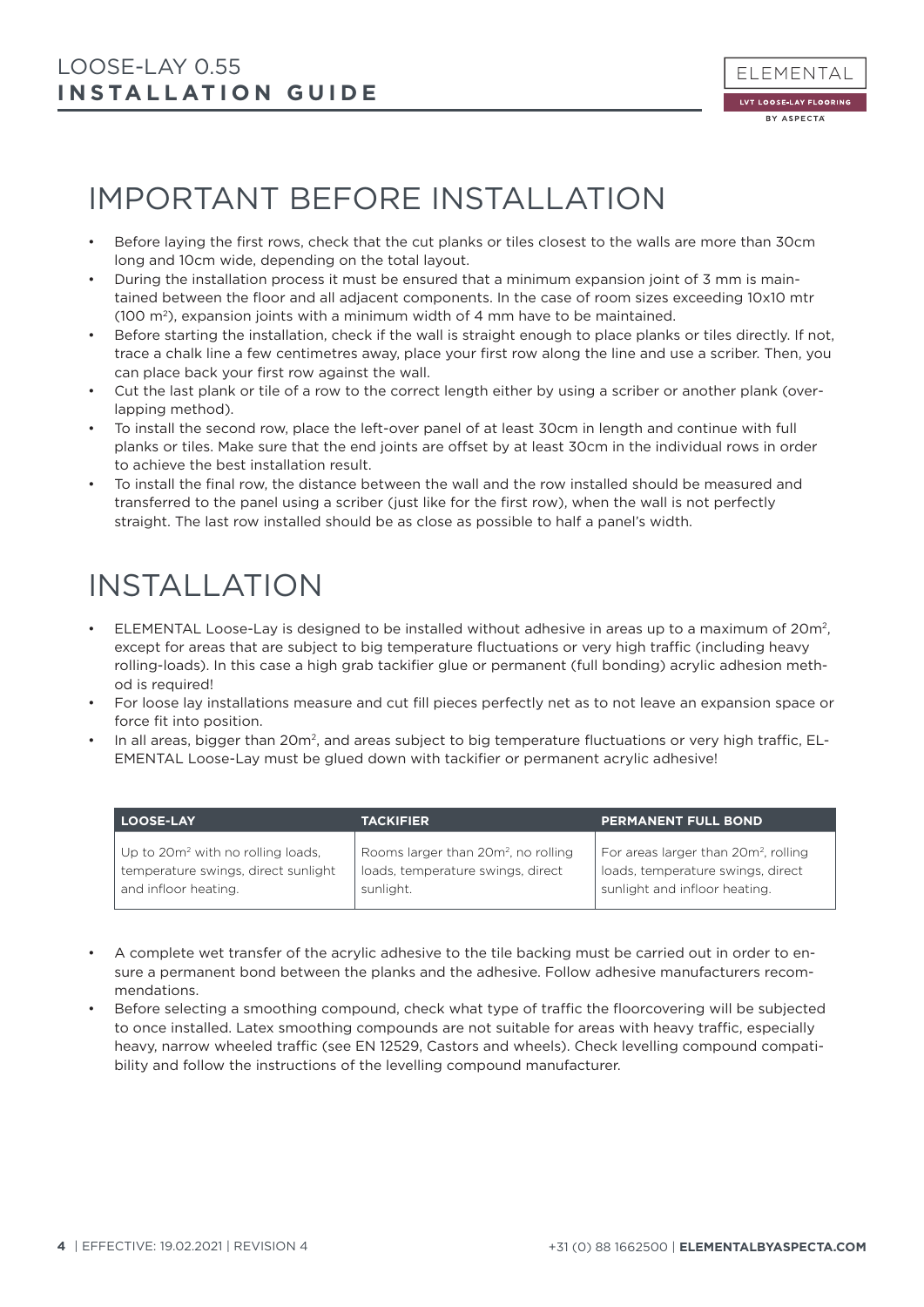# IMPORTANT BEFORE INSTALLATION

- Before laying the first rows, check that the cut planks or tiles closest to the walls are more than 30cm long and 10cm wide, depending on the total layout.
- During the installation process it must be ensured that a minimum expansion joint of 3 mm is maintained between the floor and all adjacent components. In the case of room sizes exceeding 10x10 mtr (100 m²), expansion joints with a minimum width of 4 mm have to be maintained.
- Before starting the installation, check if the wall is straight enough to place planks or tiles directly. If not, trace a chalk line a few centimetres away, place your first row along the line and use a scriber. Then, you can place back your first row against the wall.
- Cut the last plank or tile of a row to the correct length either by using a scriber or another plank (overlapping method).
- To install the second row, place the left-over panel of at least 30cm in length and continue with full planks or tiles. Make sure that the end joints are offset by at least 30cm in the individual rows in order to achieve the best installation result.
- To install the final row, the distance between the wall and the row installed should be measured and transferred to the panel using a scriber (just like for the first row), when the wall is not perfectly straight. The last row installed should be as close as possible to half a panel's width.

# INSTALLATION

- ELEMENTAL Loose-Lay is designed to be installed without adhesive in areas up to a maximum of 20m², except for areas that are subject to big temperature fluctuations or very high traffic (including heavy rolling-loads). In this case a high grab tackifier glue or permanent (full bonding) acrylic adhesion method is required!
- For loose lay installations measure and cut fill pieces perfectly net as to not leave an expansion space or force fit into position.
- In all areas, bigger than 20m², and areas subject to big temperature fluctuations or very high traffic, ELEMENTAL Loose-Lay must be glued down with tackifier or permanent acrylic adhesive!

| LOOSE-LAY | TACKIFIER | PERMANENT FULL BOND |
|---|---|---|
| Up to 20m² with no rolling loads, temperature swings, direct sunlight and infloor heating. | Rooms larger than 20m², no rolling loads, temperature swings, direct sunlight. | For areas larger than 20m², rolling loads, temperature swings, direct sunlight and infloor heating. |

- A complete wet transfer of the acrylic adhesive to the tile backing must be carried out in order to ensure a permanent bond between the planks and the adhesive. Follow adhesive manufacturers recommendations.
- Before selecting a smoothing compound, check what type of traffic the floorcovering will be subjected to once installed. Latex smoothing compounds are not suitable for areas with heavy traffic, especially heavy, narrow wheeled traffic (see EN 12529, Castors and wheels). Check levelling compound compatibility and follow the instructions of the levelling compound manufacturer.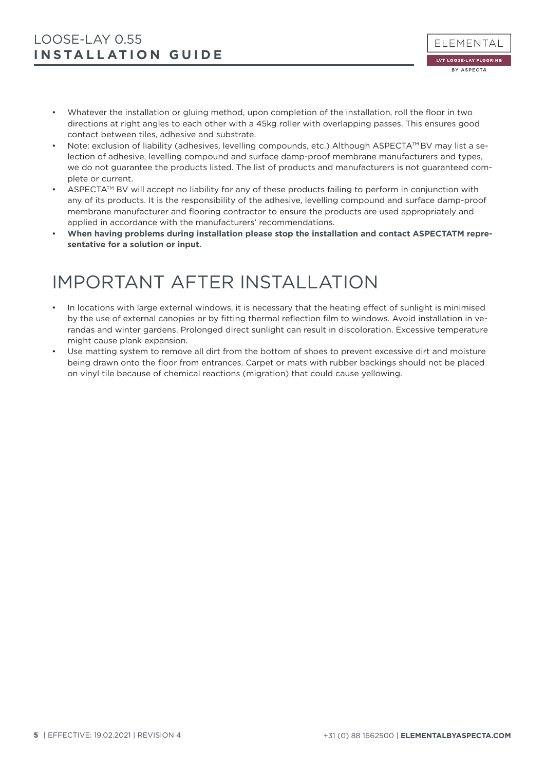- Whatever the installation or gluing method, upon completion of the installation, roll the floor in two directions at right angles to each other with a 45kg roller with overlapping passes. This ensures good contact between tiles, adhesive and substrate.
- Note: exclusion of liability (adhesives, levelling compounds, etc.) Although ASPECTA™ BV may list a selection of adhesive, levelling compound and surface damp-proof membrane manufacturers and types, we do not guarantee the products listed. The list of products and manufacturers is not guaranteed complete or current.
- ASPECTA™ BV will accept no liability for any of these products failing to perform in conjunction with any of its products. It is the responsibility of the adhesive, levelling compound and surface damp-proof membrane manufacturer and flooring contractor to ensure the products are used appropriately and applied in accordance with the manufacturers' recommendations.
- **When having problems during installation please stop the installation and contact ASPECTATM representative for a solution or input.**

# IMPORTANT AFTER INSTALLATION

- In locations with large external windows, it is necessary that the heating effect of sunlight is minimised by the use of external canopies or by fitting thermal reflection film to windows. Avoid installation in verandas and winter gardens. Prolonged direct sunlight can result in discoloration. Excessive temperature might cause plank expansion.
- Use matting system to remove all dirt from the bottom of shoes to prevent excessive dirt and moisture being drawn onto the floor from entrances. Carpet or mats with rubber backings should not be placed on vinyl tile because of chemical reactions (migration) that could cause yellowing.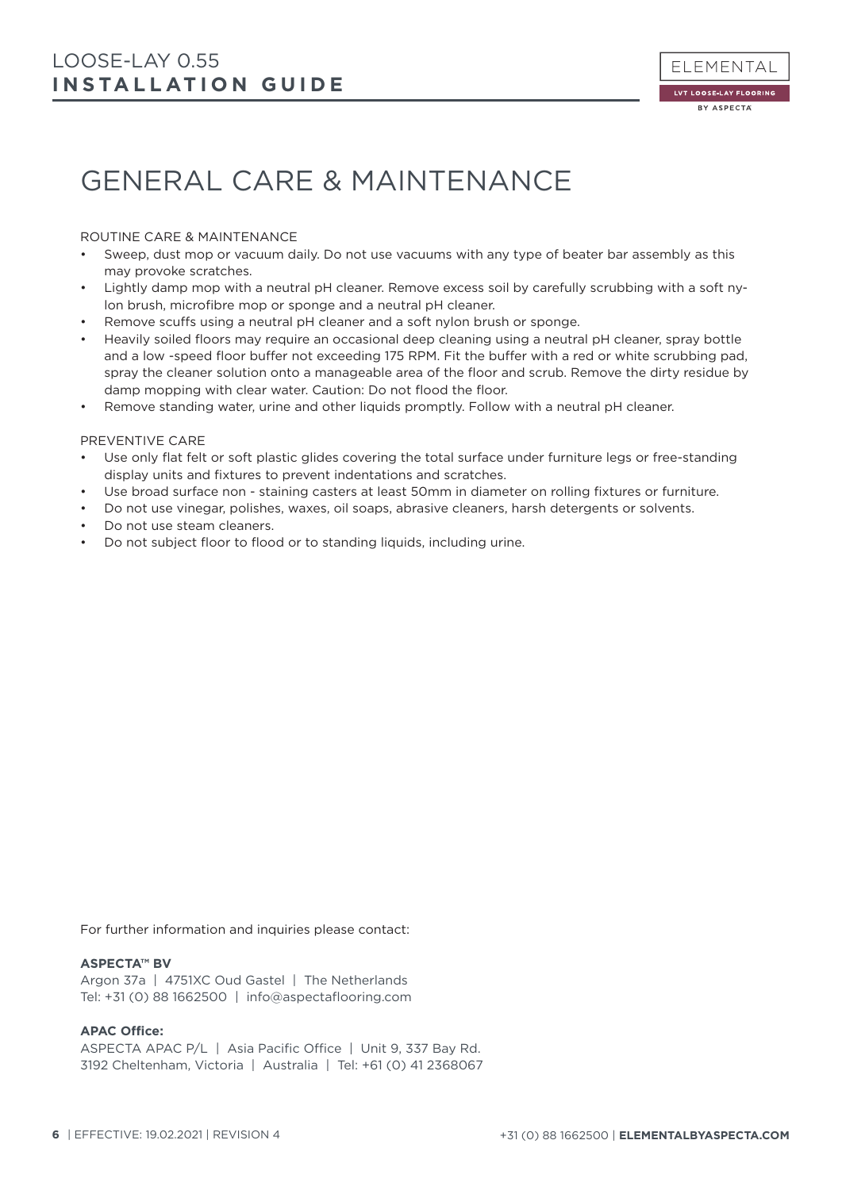# GENERAL CARE & MAINTENANCE

ROUTINE CARE & MAINTENANCE

- Sweep, dust mop or vacuum daily. Do not use vacuums with any type of beater bar assembly as this may provoke scratches.
- Lightly damp mop with a neutral pH cleaner. Remove excess soil by carefully scrubbing with a soft nylon brush, microfibre mop or sponge and a neutral pH cleaner.
- Remove scuffs using a neutral pH cleaner and a soft nylon brush or sponge.
- Heavily soiled floors may require an occasional deep cleaning using a neutral pH cleaner, spray bottle and a low -speed floor buffer not exceeding 175 RPM. Fit the buffer with a red or white scrubbing pad, spray the cleaner solution onto a manageable area of the floor and scrub. Remove the dirty residue by damp mopping with clear water. Caution: Do not flood the floor.
- Remove standing water, urine and other liquids promptly. Follow with a neutral pH cleaner.

PREVENTIVE CARE

- Use only flat felt or soft plastic glides covering the total surface under furniture legs or free-standing display units and fixtures to prevent indentations and scratches.
- Use broad surface non - staining casters at least 50mm in diameter on rolling fixtures or furniture.
- Do not use vinegar, polishes, waxes, oil soaps, abrasive cleaners, harsh detergents or solvents.
- Do not use steam cleaners.
- Do not subject floor to flood or to standing liquids, including urine.

For further information and inquiries please contact:

**ASPECTA™ BV**
Argon 37a | 4751XC Oud Gastel | The Netherlands
Tel: +31 (0) 88 1662500 | info@aspectaflooring.com

**APAC Office:**
ASPECTA APAC P/L | Asia Pacific Office | Unit 9, 337 Bay Rd.
3192 Cheltenham, Victoria | Australia | Tel: +61 (0) 41 2368067